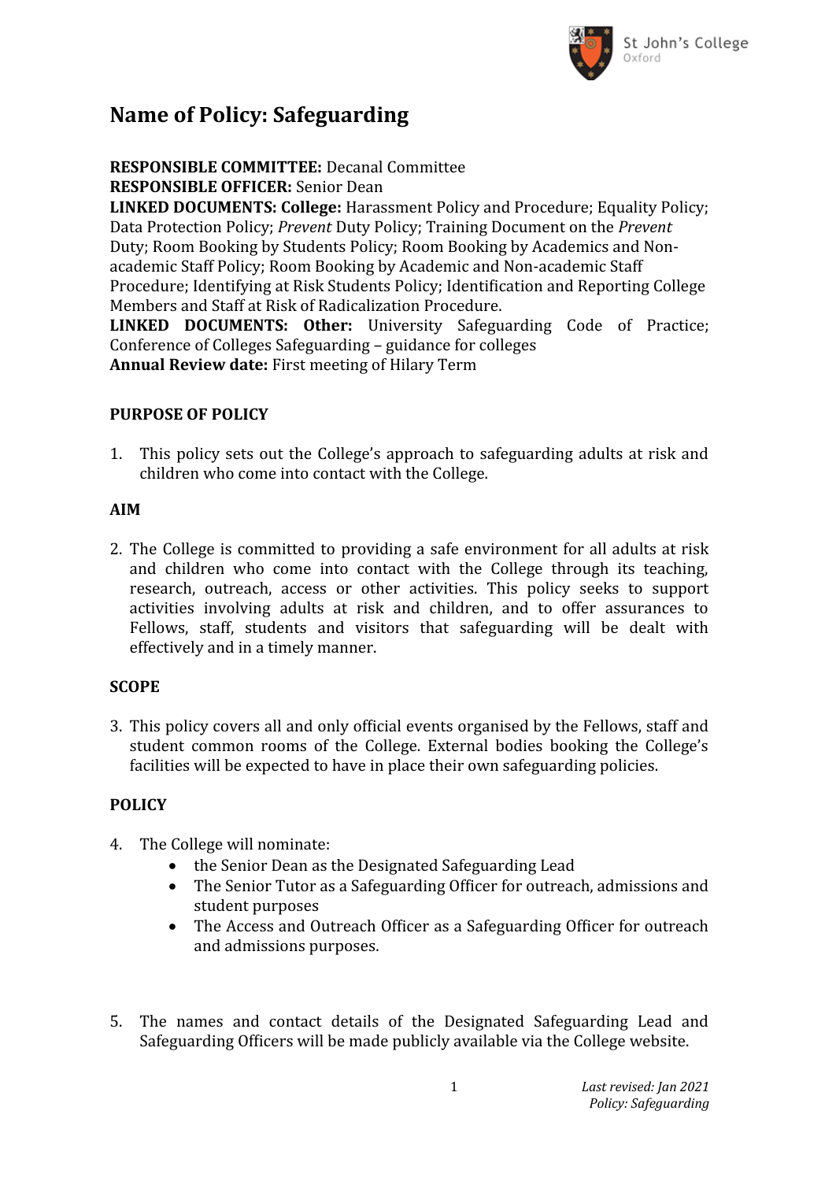# Name of Policy: Safeguarding

**RESPONSIBLE COMMITTEE:** Decanal Committee
**RESPONSIBLE OFFICER:** Senior Dean
**LINKED DOCUMENTS: College:** Harassment Policy and Procedure; Equality Policy; Data Protection Policy; *Prevent* Duty Policy; Training Document on the *Prevent* Duty; Room Booking by Students Policy; Room Booking by Academics and Non-academic Staff Policy; Room Booking by Academic and Non-academic Staff Procedure; Identifying at Risk Students Policy; Identification and Reporting College Members and Staff at Risk of Radicalization Procedure.
**LINKED DOCUMENTS: Other:** University Safeguarding Code of Practice; Conference of Colleges Safeguarding – guidance for colleges
**Annual Review date:** First meeting of Hilary Term

## PURPOSE OF POLICY

1. This policy sets out the College's approach to safeguarding adults at risk and children who come into contact with the College.

## AIM

2. The College is committed to providing a safe environment for all adults at risk and children who come into contact with the College through its teaching, research, outreach, access or other activities. This policy seeks to support activities involving adults at risk and children, and to offer assurances to Fellows, staff, students and visitors that safeguarding will be dealt with effectively and in a timely manner.

## SCOPE

3. This policy covers all and only official events organised by the Fellows, staff and student common rooms of the College. External bodies booking the College's facilities will be expected to have in place their own safeguarding policies.

## POLICY

4. The College will nominate:
   - the Senior Dean as the Designated Safeguarding Lead
   - The Senior Tutor as a Safeguarding Officer for outreach, admissions and student purposes
   - The Access and Outreach Officer as a Safeguarding Officer for outreach and admissions purposes.

5. The names and contact details of the Designated Safeguarding Lead and Safeguarding Officers will be made publicly available via the College website.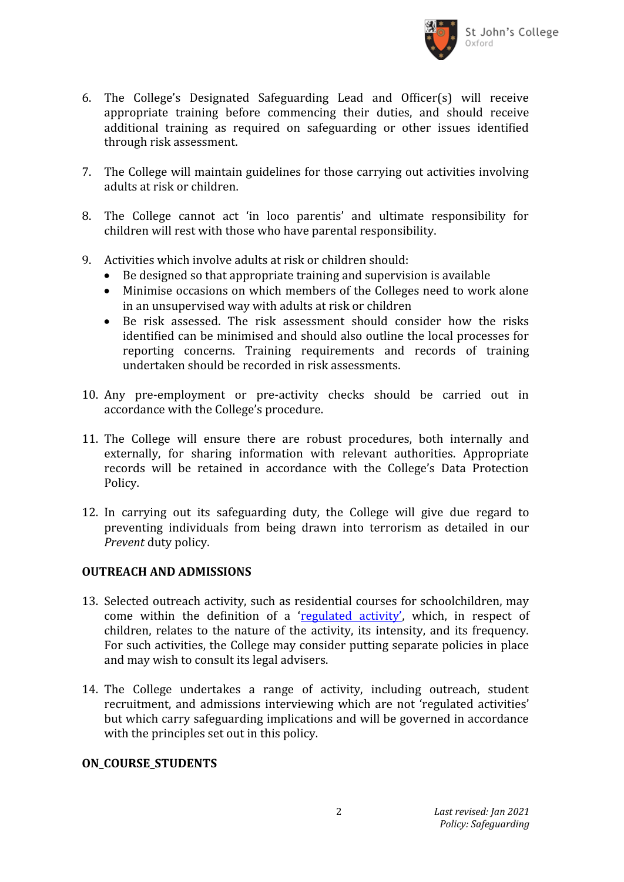6. The College's Designated Safeguarding Lead and Officer(s) will receive appropriate training before commencing their duties, and should receive additional training as required on safeguarding or other issues identified through risk assessment.

7. The College will maintain guidelines for those carrying out activities involving adults at risk or children.

8. The College cannot act 'in loco parentis' and ultimate responsibility for children will rest with those who have parental responsibility.

9. Activities which involve adults at risk or children should:
   - Be designed so that appropriate training and supervision is available
   - Minimise occasions on which members of the Colleges need to work alone in an unsupervised way with adults at risk or children
   - Be risk assessed. The risk assessment should consider how the risks identified can be minimised and should also outline the local processes for reporting concerns. Training requirements and records of training undertaken should be recorded in risk assessments.

10. Any pre-employment or pre-activity checks should be carried out in accordance with the College's procedure.

11. The College will ensure there are robust procedures, both internally and externally, for sharing information with relevant authorities. Appropriate records will be retained in accordance with the College's Data Protection Policy.

12. In carrying out its safeguarding duty, the College will give due regard to preventing individuals from being drawn into terrorism as detailed in our *Prevent* duty policy.

**OUTREACH AND ADMISSIONS**

13. Selected outreach activity, such as residential courses for schoolchildren, may come within the definition of a '[regulated activity'](), which, in respect of children, relates to the nature of the activity, its intensity, and its frequency. For such activities, the College may consider putting separate policies in place and may wish to consult its legal advisers.

14. The College undertakes a range of activity, including outreach, student recruitment, and admissions interviewing which are not 'regulated activities' but which carry safeguarding implications and will be governed in accordance with the principles set out in this policy.

**ON_COURSE_STUDENTS**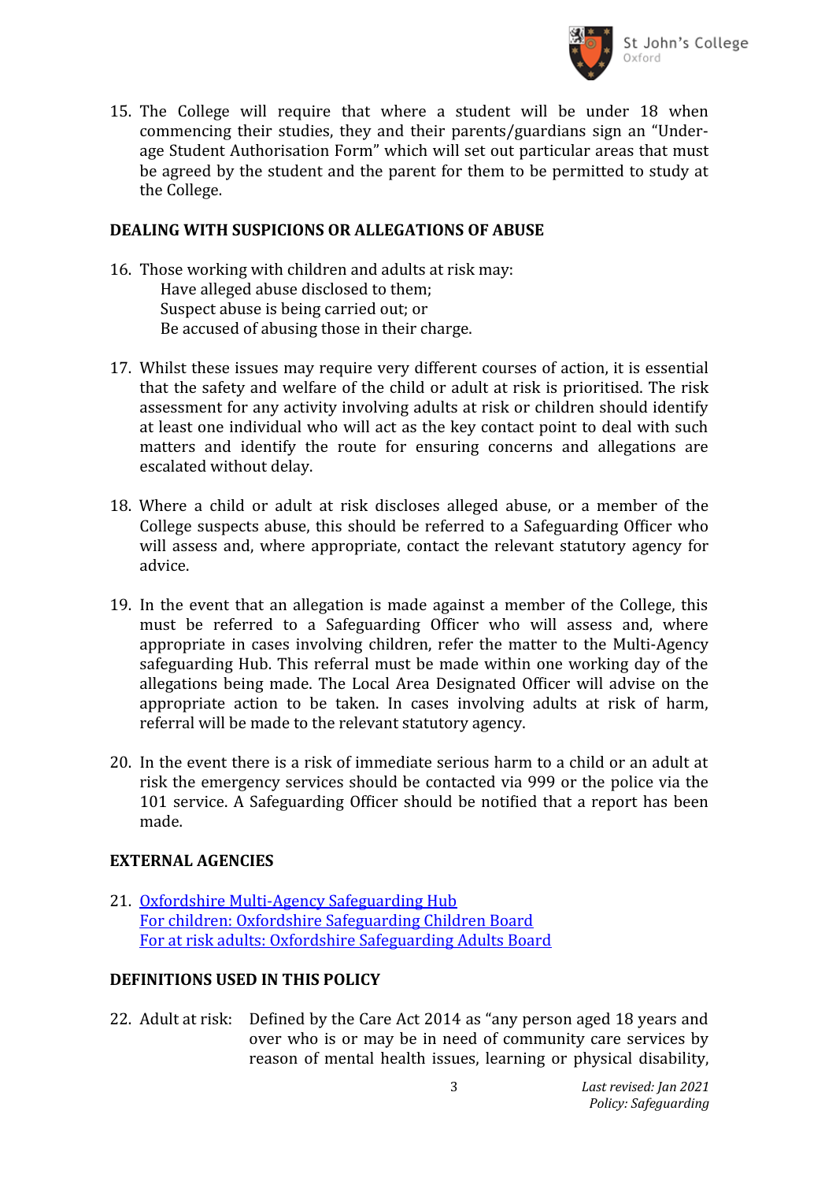15. The College will require that where a student will be under 18 when commencing their studies, they and their parents/guardians sign an "Under-age Student Authorisation Form" which will set out particular areas that must be agreed by the student and the parent for them to be permitted to study at the College.

## DEALING WITH SUSPICIONS OR ALLEGATIONS OF ABUSE

16. Those working with children and adults at risk may:
    Have alleged abuse disclosed to them;
    Suspect abuse is being carried out; or
    Be accused of abusing those in their charge.

17. Whilst these issues may require very different courses of action, it is essential that the safety and welfare of the child or adult at risk is prioritised. The risk assessment for any activity involving adults at risk or children should identify at least one individual who will act as the key contact point to deal with such matters and identify the route for ensuring concerns and allegations are escalated without delay.

18. Where a child or adult at risk discloses alleged abuse, or a member of the College suspects abuse, this should be referred to a Safeguarding Officer who will assess and, where appropriate, contact the relevant statutory agency for advice.

19. In the event that an allegation is made against a member of the College, this must be referred to a Safeguarding Officer who will assess and, where appropriate in cases involving children, refer the matter to the Multi-Agency safeguarding Hub. This referral must be made within one working day of the allegations being made. The Local Area Designated Officer will advise on the appropriate action to be taken. In cases involving adults at risk of harm, referral will be made to the relevant statutory agency.

20. In the event there is a risk of immediate serious harm to a child or an adult at risk the emergency services should be contacted via 999 or the police via the 101 service. A Safeguarding Officer should be notified that a report has been made.

## EXTERNAL AGENCIES

21. Oxfordshire Multi-Agency Safeguarding Hub
    For children: Oxfordshire Safeguarding Children Board
    For at risk adults: Oxfordshire Safeguarding Adults Board

## DEFINITIONS USED IN THIS POLICY

22. Adult at risk: Defined by the Care Act 2014 as "any person aged 18 years and over who is or may be in need of community care services by reason of mental health issues, learning or physical disability,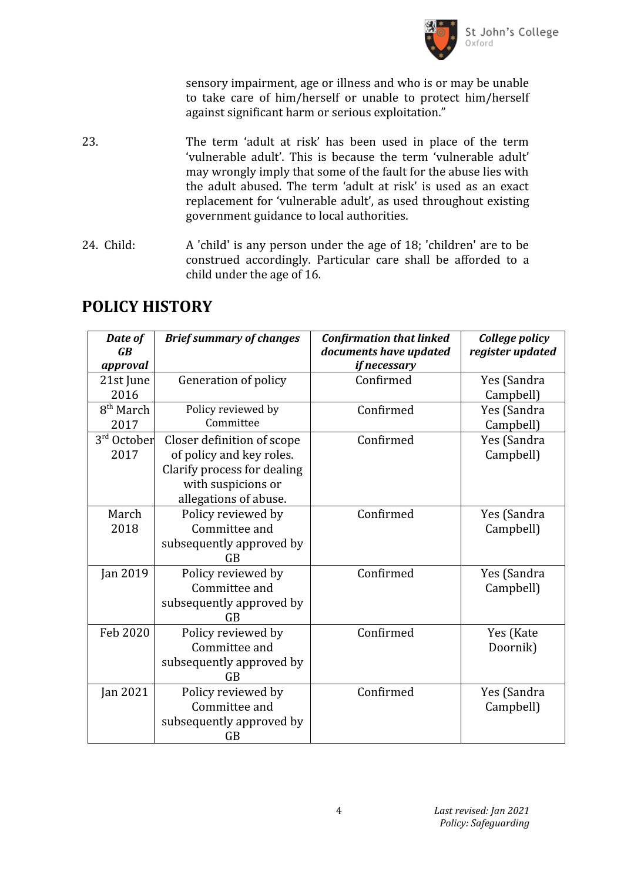sensory impairment, age or illness and who is or may be unable to take care of him/herself or unable to protect him/herself against significant harm or serious exploitation."

23. The term 'adult at risk' has been used in place of the term 'vulnerable adult'. This is because the term 'vulnerable adult' may wrongly imply that some of the fault for the abuse lies with the adult abused. The term 'adult at risk' is used as an exact replacement for 'vulnerable adult', as used throughout existing government guidance to local authorities.

24. Child: A 'child' is any person under the age of 18; 'children' are to be construed accordingly. Particular care shall be afforded to a child under the age of 16.

## POLICY HISTORY

| ***Date of GB approval*** | ***Brief summary of changes*** | ***Confirmation that linked documents have updated if necessary*** | ***College policy register updated*** |
|---|---|---|---|
| 21st June 2016 | Generation of policy | Confirmed | Yes (Sandra Campbell) |
| 8th March 2017 | Policy reviewed by Committee | Confirmed | Yes (Sandra Campbell) |
| 3rd October 2017 | Closer definition of scope of policy and key roles. Clarify process for dealing with suspicions or allegations of abuse. | Confirmed | Yes (Sandra Campbell) |
| March 2018 | Policy reviewed by Committee and subsequently approved by GB | Confirmed | Yes (Sandra Campbell) |
| Jan 2019 | Policy reviewed by Committee and subsequently approved by GB | Confirmed | Yes (Sandra Campbell) |
| Feb 2020 | Policy reviewed by Committee and subsequently approved by GB | Confirmed | Yes (Kate Doornik) |
| Jan 2021 | Policy reviewed by Committee and subsequently approved by GB | Confirmed | Yes (Sandra Campbell) |